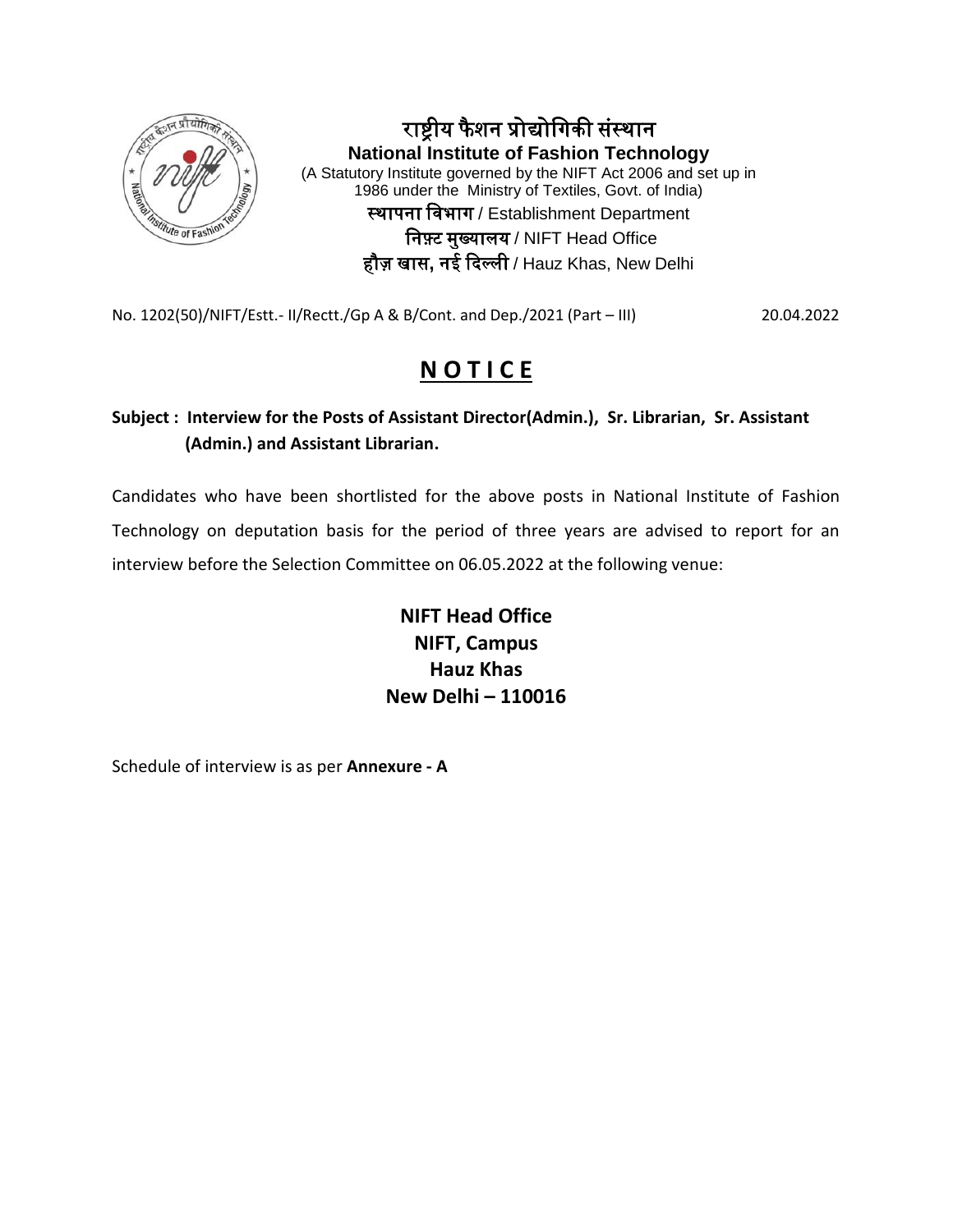# राष्ट्रीय फैशन प्रोद्योगिकी संस्थान

**National Institute of Fashion Technology**

(A Statutory Institute governed by the NIFT Act 2006 and set up in 1986 under the Ministry of Textiles, Govt. of India)

**स्थापना विभाग** / Establishment Department

**निफ़्ट मुख्यालय** / NIFT Head Office

**हौज़ खास, नई दिल्ली** / Hauz Khas, New Delhi

No. 1202(50)/NIFT/Estt.- II/Rectt./Gp A & B/Cont. and Dep./2021 (Part – III) 20.04.2022

## N O T I C E

**Subject : Interview for the Posts of Assistant Director(Admin.), Sr. Librarian, Sr. Assistant (Admin.) and Assistant Librarian.**

Candidates who have been shortlisted for the above posts in National Institute of Fashion Technology on deputation basis for the period of three years are advised to report for an interview before the Selection Committee on 06.05.2022 at the following venue:

**NIFT Head Office**
**NIFT, Campus**
**Hauz Khas**
**New Delhi – 110016**

Schedule of interview is as per **Annexure - A**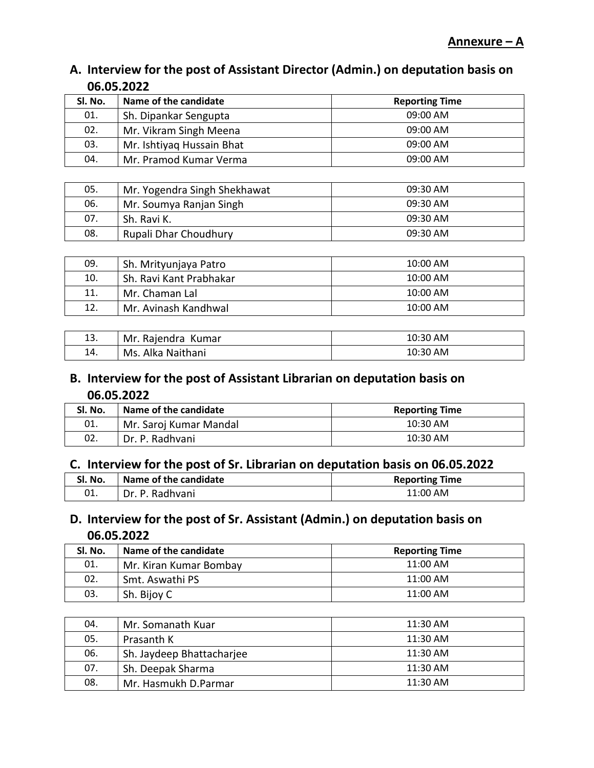**Annexure – A**

## A. Interview for the post of Assistant Director (Admin.) on deputation basis on 06.05.2022

| Sl. No. | Name of the candidate | Reporting Time |
|---|---|---|
| 01. | Sh. Dipankar Sengupta | 09:00 AM |
| 02. | Mr. Vikram Singh Meena | 09:00 AM |
| 03. | Mr. Ishtiyaq Hussain Bhat | 09:00 AM |
| 04. | Mr. Pramod Kumar Verma | 09:00 AM |
| 05. | Mr. Yogendra Singh Shekhawat | 09:30 AM |
| 06. | Mr. Soumya Ranjan Singh | 09:30 AM |
| 07. | Sh. Ravi K. | 09:30 AM |
| 08. | Rupali Dhar Choudhury | 09:30 AM |
| 09. | Sh. Mrityunjaya Patro | 10:00 AM |
| 10. | Sh. Ravi Kant Prabhakar | 10:00 AM |
| 11. | Mr. Chaman Lal | 10:00 AM |
| 12. | Mr. Avinash Kandhwal | 10:00 AM |
| 13. | Mr. Rajendra Kumar | 10:30 AM |
| 14. | Ms. Alka Naithani | 10:30 AM |

## B. Interview for the post of Assistant Librarian on deputation basis on 06.05.2022

| Sl. No. | Name of the candidate | Reporting Time |
|---|---|---|
| 01. | Mr. Saroj Kumar Mandal | 10:30 AM |
| 02. | Dr. P. Radhvani | 10:30 AM |

## C. Interview for the post of Sr. Librarian on deputation basis on 06.05.2022

| Sl. No. | Name of the candidate | Reporting Time |
|---|---|---|
| 01. | Dr. P. Radhvani | 11:00 AM |

## D. Interview for the post of Sr. Assistant (Admin.) on deputation basis on 06.05.2022

| Sl. No. | Name of the candidate | Reporting Time |
|---|---|---|
| 01. | Mr. Kiran Kumar Bombay | 11:00 AM |
| 02. | Smt. Aswathi PS | 11:00 AM |
| 03. | Sh. Bijoy C | 11:00 AM |
| 04. | Mr. Somanath Kuar | 11:30 AM |
| 05. | Prasanth K | 11:30 AM |
| 06. | Sh. Jaydeep Bhattacharjee | 11:30 AM |
| 07. | Sh. Deepak Sharma | 11:30 AM |
| 08. | Mr. Hasmukh D.Parmar | 11:30 AM |